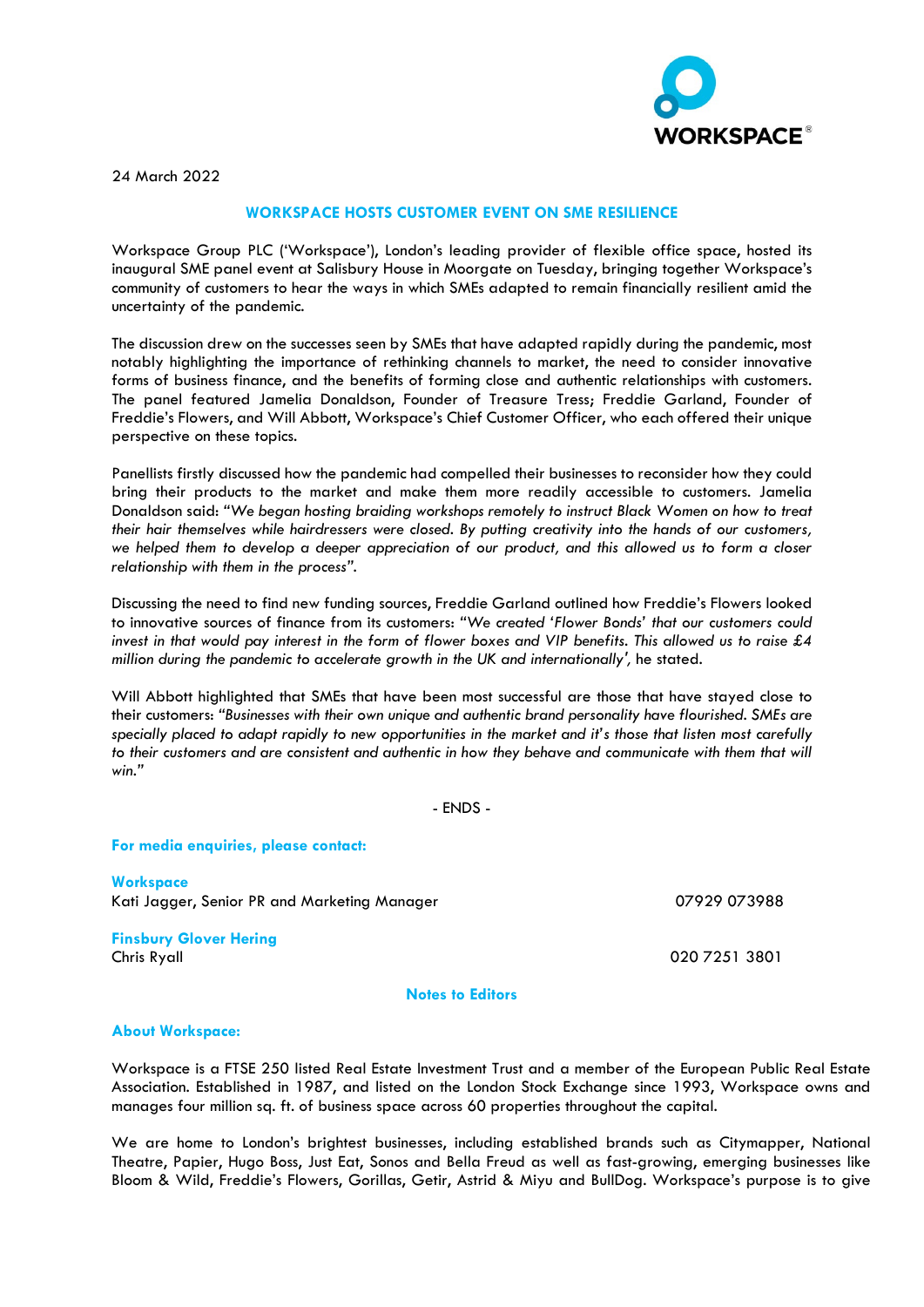24 March 2022

## WORKSPACE HOSTS CUSTOMER EVENT ON SME RESILIENCE

Workspace Group PLC ('Workspace'), London's leading provider of flexible office space, hosted its inaugural SME panel event at Salisbury House in Moorgate on Tuesday, bringing together Workspace's community of customers to hear the ways in which SMEs adapted to remain financially resilient amid the uncertainty of the pandemic.

The discussion drew on the successes seen by SMEs that have adapted rapidly during the pandemic, most notably highlighting the importance of rethinking channels to market, the need to consider innovative forms of business finance, and the benefits of forming close and authentic relationships with customers. The panel featured Jamelia Donaldson, Founder of Treasure Tress; Freddie Garland, Founder of Freddie's Flowers, and Will Abbott, Workspace's Chief Customer Officer, who each offered their unique perspective on these topics.

Panellists firstly discussed how the pandemic had compelled their businesses to reconsider how they could bring their products to the market and make them more readily accessible to customers. Jamelia Donaldson said: *"We began hosting braiding workshops remotely to instruct Black Women on how to treat their hair themselves while hairdressers were closed. By putting creativity into the hands of our customers, we helped them to develop a deeper appreciation of our product, and this allowed us to form a closer relationship with them in the process".*

Discussing the need to find new funding sources, Freddie Garland outlined how Freddie's Flowers looked to innovative sources of finance from its customers: *"We created 'Flower Bonds' that our customers could invest in that would pay interest in the form of flower boxes and VIP benefits. This allowed us to raise £4 million during the pandemic to accelerate growth in the UK and internationally',* he stated.

Will Abbott highlighted that SMEs that have been most successful are those that have stayed close to their customers: *"Businesses with their own unique and authentic brand personality have flourished. SMEs are specially placed to adapt rapidly to new opportunities in the market and it's those that listen most carefully to their customers and are consistent and authentic in how they behave and communicate with them that will win."*

- ENDS -

**For media enquiries, please contact:**

**Workspace**
Kati Jagger, Senior PR and Marketing Manager 07929 073988

**Finsbury Glover Hering**
Chris Ryall 020 7251 3801

**Notes to Editors**

**About Workspace:**

Workspace is a FTSE 250 listed Real Estate Investment Trust and a member of the European Public Real Estate Association. Established in 1987, and listed on the London Stock Exchange since 1993, Workspace owns and manages four million sq. ft. of business space across 60 properties throughout the capital.

We are home to London's brightest businesses, including established brands such as Citymapper, National Theatre, Papier, Hugo Boss, Just Eat, Sonos and Bella Freud as well as fast-growing, emerging businesses like Bloom & Wild, Freddie's Flowers, Gorillas, Getir, Astrid & Miyu and BullDog. Workspace's purpose is to give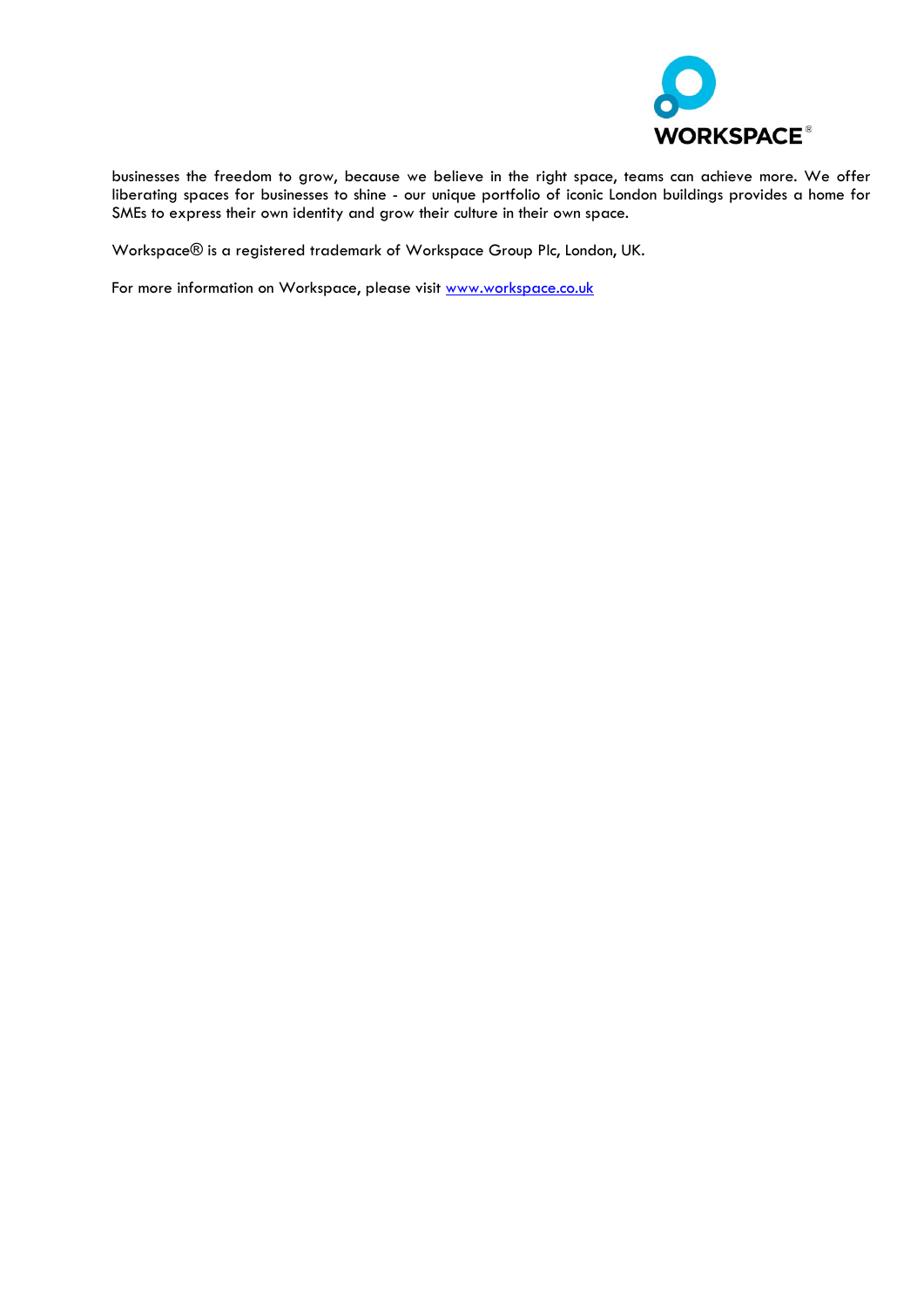businesses the freedom to grow, because we believe in the right space, teams can achieve more. We offer liberating spaces for businesses to shine - our unique portfolio of iconic London buildings provides a home for SMEs to express their own identity and grow their culture in their own space.

Workspace® is a registered trademark of Workspace Group Plc, London, UK.

For more information on Workspace, please visit [www.workspace.co.uk](http://www.workspace.co.uk)